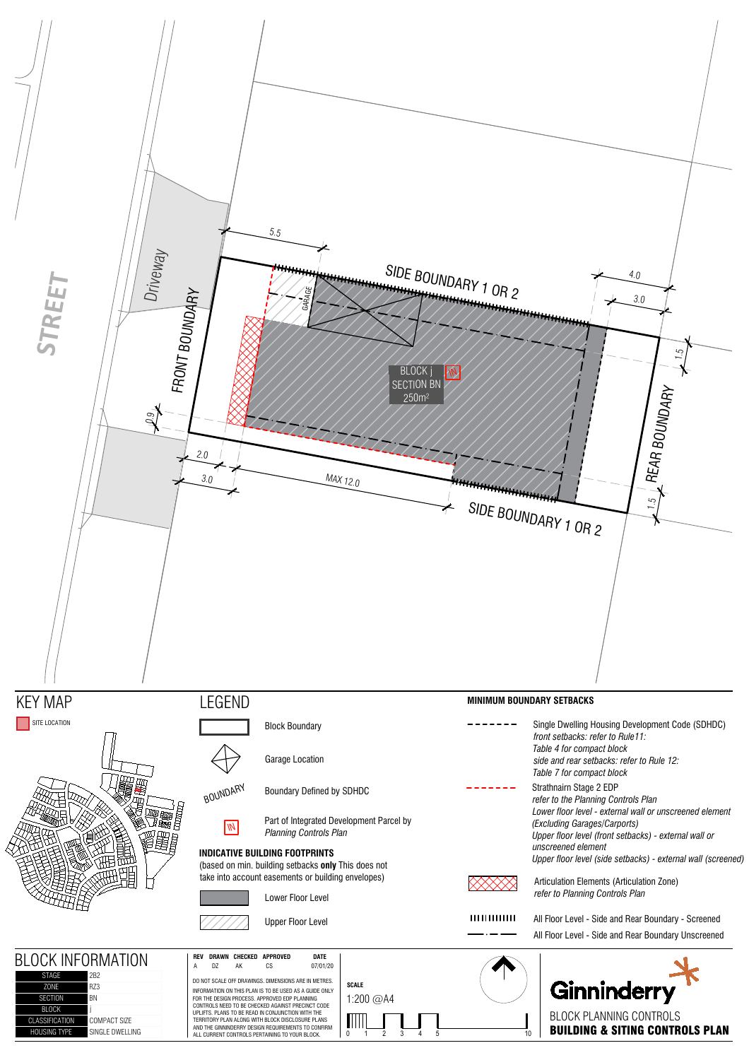STREET

Driveway

FRONT BOUNDARY

SIDE BOUNDARY 1 OR 2

SIDE BOUNDARY 1 OR 2

REAR BOUNDARY

GARAGE

BLOCK j
SECTION BN
250m²

IN

5.5

4.0

3.0

1.5

1.5

0.9

2.0

3.0

MAX 12.0

# KEY MAP

SITE LOCATION

# LEGEND

- Block Boundary
- Garage Location
- BOUNDARY — Boundary Defined by SDHDC
- IN — Part of Integrated Development Parcel by *Planning Controls Plan*

**INDICATIVE BUILDING FOOTPRINTS**
(based on min. building setbacks **only** This does not take into account easements or building envelopes)

- Lower Floor Level
- Upper Floor Level

**MINIMUM BOUNDARY SETBACKS**

- Single Dwelling Housing Development Code (SDHDC)
  *front setbacks: refer to Rule11: Table 4 for compact block*
  *side and rear setbacks: refer to Rule 12: Table 7 for compact block*
- Strathnairn Stage 2 EDP
  *refer to the Planning Controls Plan*
  *Lower floor level - external wall or unscreened element (Excluding Garages/Carports)*
  *Upper floor level (front setbacks) - external wall or unscreened element*
  *Upper floor level (side setbacks) - external wall (screened)*
- Articulation Elements (Articulation Zone)
  *refer to Planning Controls Plan*
- All Floor Level - Side and Rear Boundary - Screened
- All Floor Level - Side and Rear Boundary Unscreened

# BLOCK INFORMATION

| | |
|---|---|
| STAGE | 2B2 |
| ZONE | RZ3 |
| SECTION | BN |
| BLOCK | j |
| CLASSIFICATION | COMPACT SIZE |
| HOUSING TYPE | SINGLE DWELLING |

| REV | DRAWN | CHECKED | APPROVED | DATE |
|---|---|---|---|---|
| A | DZ | AK | CS | 07/01/20 |

DO NOT SCALE OFF DRAWINGS. DIMENSIONS ARE IN METRES.

INFORMATION ON THIS PLAN IS TO BE USED AS A GUIDE ONLY FOR THE DESIGN PROCESS. APPROVED EDP PLANNING CONTROLS NEED TO BE CHECKED AGAINST PRECINCT CODE UPLIFTS. PLANS TO BE READ IN CONJUNCTION WITH THE TERRITORY PLAN ALONG WITH BLOCK DISCLOSURE PLANS AND THE GINNINDERRY DESIGN REQUIREMENTS TO CONFIRM ALL CURRENT CONTROLS PERTAINING TO YOUR BLOCK.

**SCALE**
1:200 @A4

0 1 2 3 4 5 10

Ginninderry

BLOCK PLANNING CONTROLS
**BUILDING & SITING CONTROLS PLAN**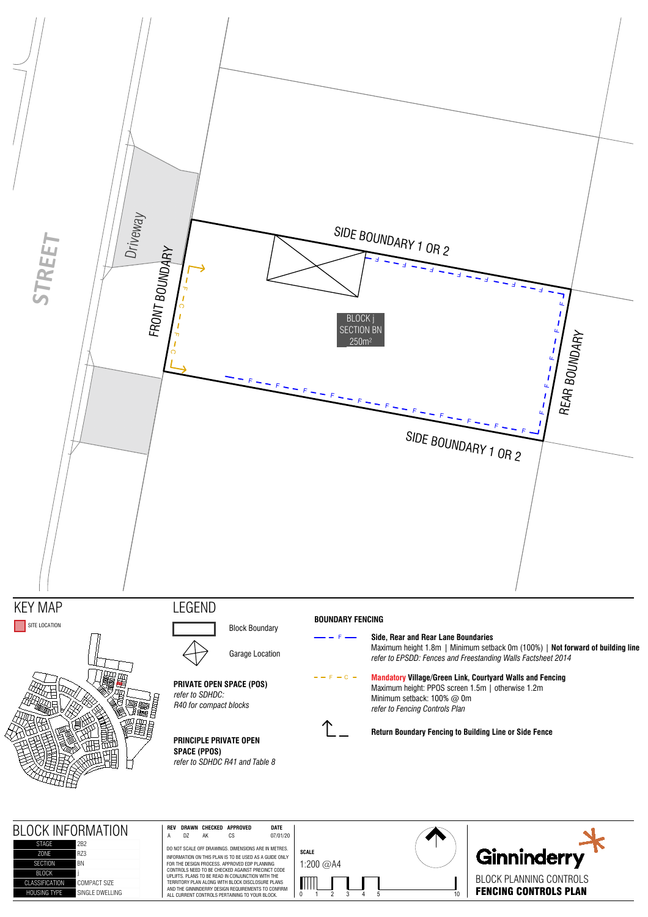STREET

Driveway

FRONT BOUNDARY

SIDE BOUNDARY 1 OR 2

SIDE BOUNDARY 1 OR 2

REAR BOUNDARY

BLOCK j
SECTION BN
250m²

## KEY MAP

SITE LOCATION

## LEGEND

Block Boundary

Garage Location

**PRIVATE OPEN SPACE (POS)**
*refer to SDHDC:*
*R40 for compact blocks*

**PRINCIPLE PRIVATE OPEN SPACE (PPOS)**
*refer to SDHDC R41 and Table 8*

**BOUNDARY FENCING**

**Side, Rear and Rear Lane Boundaries**
Maximum height 1.8m | Minimum setback 0m (100%) | **Not forward of building line**
*refer to EPSDD: Fences and Freestanding Walls Factsheet 2014*

**Mandatory Village/Green Link, Courtyard Walls and Fencing**
Maximum height: PPOS screen 1.5m | otherwise 1.2m
Minimum setback: 100% @ 0m
*refer to Fencing Controls Plan*

**Return Boundary Fencing to Building Line or Side Fence**

## BLOCK INFORMATION

| | |
|---|---|
| STAGE | 2B2 |
| ZONE | RZ3 |
| SECTION | BN |
| BLOCK | j |
| CLASSIFICATION | COMPACT SIZE |
| HOUSING TYPE | SINGLE DWELLING |

| REV | DRAWN | CHECKED | APPROVED | DATE |
|---|---|---|---|---|
| A | DZ | AK | CS | 07/01/20 |

DO NOT SCALE OFF DRAWINGS. DIMENSIONS ARE IN METRES.
INFORMATION ON THIS PLAN IS TO BE USED AS A GUIDE ONLY FOR THE DESIGN PROCESS. APPROVED EDP PLANNING CONTROLS NEED TO BE CHECKED AGAINST PRECINCT CODE UPLIFTS. PLANS TO BE READ IN CONJUNCTION WITH THE TERRITORY PLAN ALONG WITH BLOCK DISCLOSURE PLANS AND THE GINNINDERRY DESIGN REQUIREMENTS TO CONFIRM ALL CURRENT CONTROLS PERTAINING TO YOUR BLOCK.

**SCALE**
1:200 @A4

0 1 2 3 4 5 10

Ginninderry

BLOCK PLANNING CONTROLS
**FENCING CONTROLS PLAN**